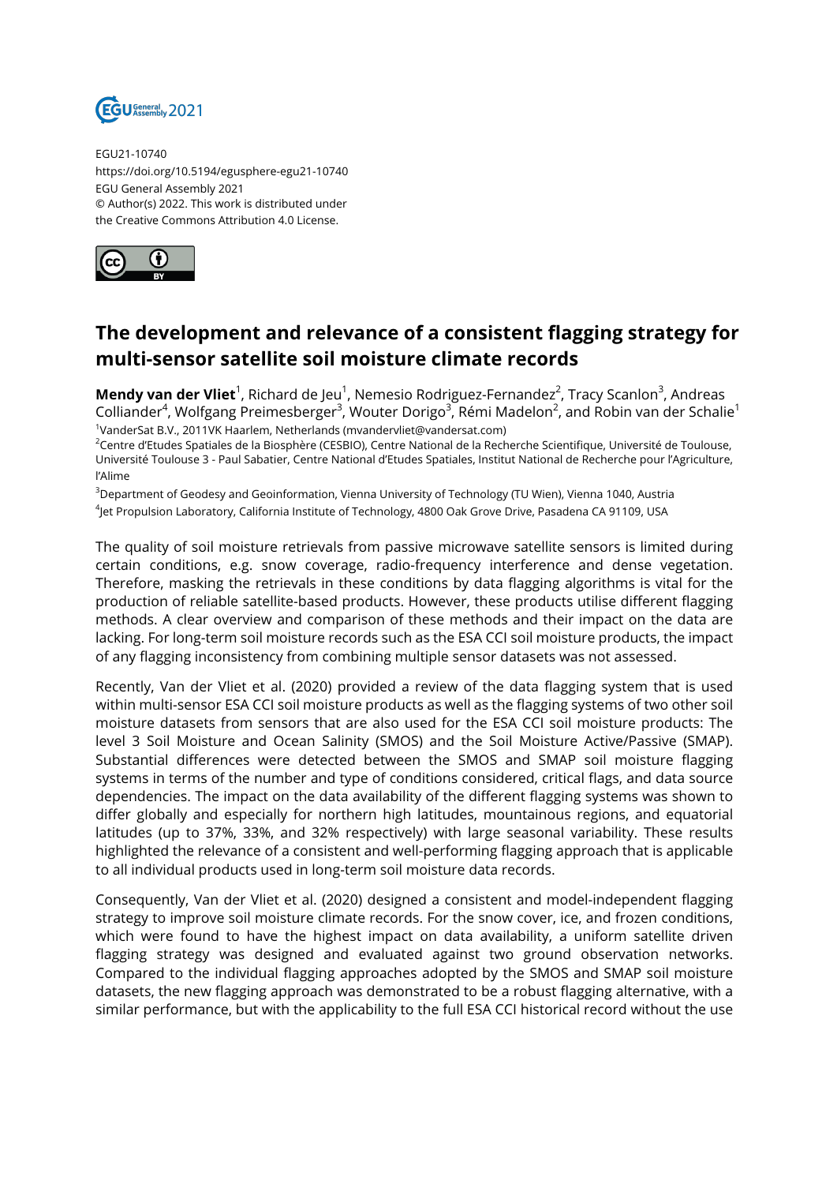EGU21-10740
https://doi.org/10.5194/egusphere-egu21-10740
EGU General Assembly 2021
© Author(s) 2022. This work is distributed under
the Creative Commons Attribution 4.0 License.

# The development and relevance of a consistent flagging strategy for multi-sensor satellite soil moisture climate records

**Mendy van der Vliet**[1], Richard de Jeu[1], Nemesio Rodriguez-Fernandez[2], Tracy Scanlon[3], Andreas Colliander[4], Wolfgang Preimesberger[3], Wouter Dorigo[3], Rémi Madelon[2], and Robin van der Schalie[1]

[1]VanderSat B.V., 2011VK Haarlem, Netherlands (mvandervliet@vandersat.com)
[2]Centre d'Etudes Spatiales de la Biosphère (CESBIO), Centre National de la Recherche Scientifique, Université de Toulouse, Université Toulouse 3 - Paul Sabatier, Centre National d'Etudes Spatiales, Institut National de Recherche pour l'Agriculture, l'Alime
[3]Department of Geodesy and Geoinformation, Vienna University of Technology (TU Wien), Vienna 1040, Austria
[4]Jet Propulsion Laboratory, California Institute of Technology, 4800 Oak Grove Drive, Pasadena CA 91109, USA

The quality of soil moisture retrievals from passive microwave satellite sensors is limited during certain conditions, e.g. snow coverage, radio-frequency interference and dense vegetation. Therefore, masking the retrievals in these conditions by data flagging algorithms is vital for the production of reliable satellite-based products. However, these products utilise different flagging methods. A clear overview and comparison of these methods and their impact on the data are lacking. For long-term soil moisture records such as the ESA CCI soil moisture products, the impact of any flagging inconsistency from combining multiple sensor datasets was not assessed.

Recently, Van der Vliet et al. (2020) provided a review of the data flagging system that is used within multi-sensor ESA CCI soil moisture products as well as the flagging systems of two other soil moisture datasets from sensors that are also used for the ESA CCI soil moisture products: The level 3 Soil Moisture and Ocean Salinity (SMOS) and the Soil Moisture Active/Passive (SMAP). Substantial differences were detected between the SMOS and SMAP soil moisture flagging systems in terms of the number and type of conditions considered, critical flags, and data source dependencies. The impact on the data availability of the different flagging systems was shown to differ globally and especially for northern high latitudes, mountainous regions, and equatorial latitudes (up to 37%, 33%, and 32% respectively) with large seasonal variability. These results highlighted the relevance of a consistent and well-performing flagging approach that is applicable to all individual products used in long-term soil moisture data records.

Consequently, Van der Vliet et al. (2020) designed a consistent and model-independent flagging strategy to improve soil moisture climate records. For the snow cover, ice, and frozen conditions, which were found to have the highest impact on data availability, a uniform satellite driven flagging strategy was designed and evaluated against two ground observation networks. Compared to the individual flagging approaches adopted by the SMOS and SMAP soil moisture datasets, the new flagging approach was demonstrated to be a robust flagging alternative, with a similar performance, but with the applicability to the full ESA CCI historical record without the use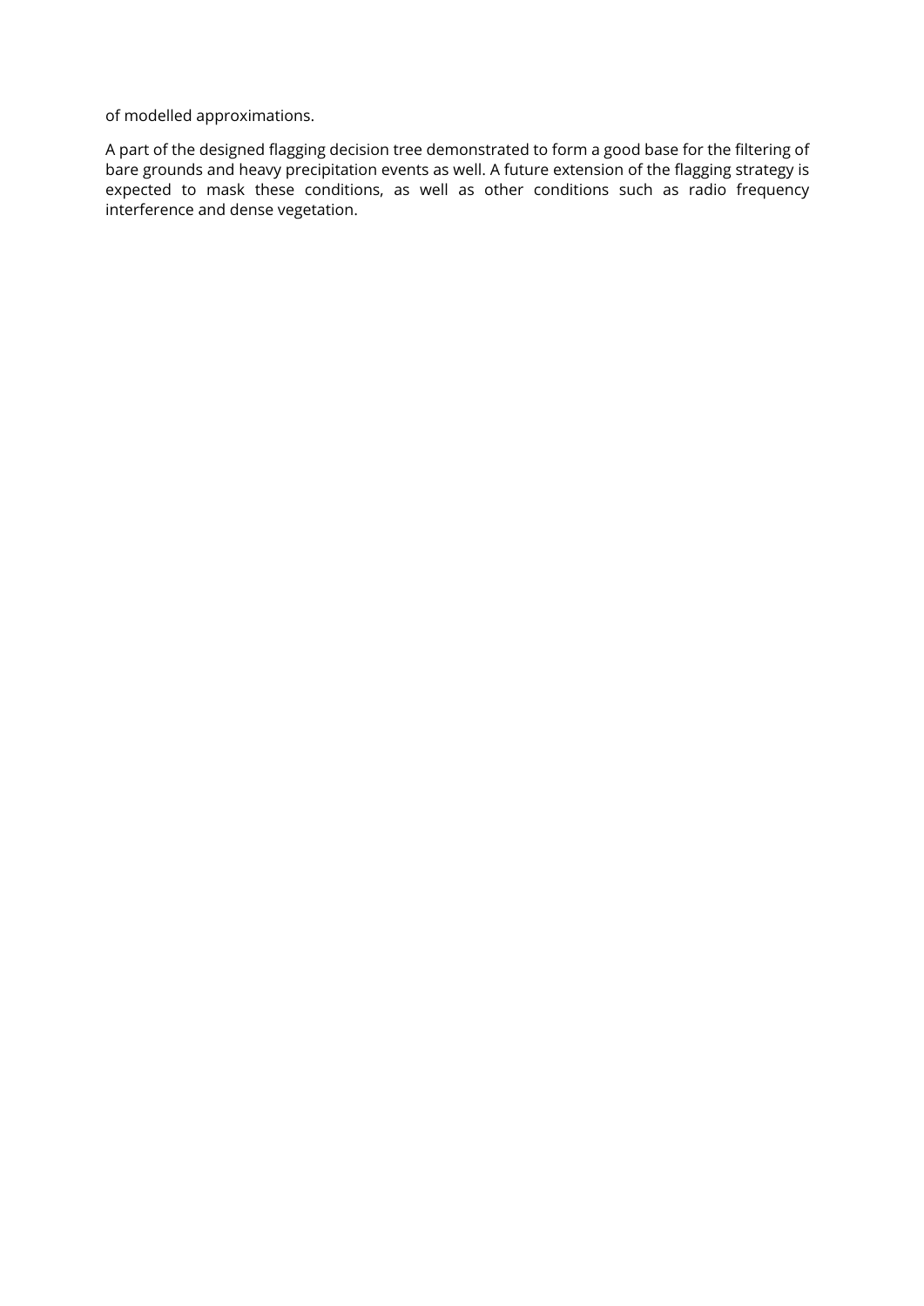of modelled approximations.

A part of the designed flagging decision tree demonstrated to form a good base for the filtering of bare grounds and heavy precipitation events as well. A future extension of the flagging strategy is expected to mask these conditions, as well as other conditions such as radio frequency interference and dense vegetation.